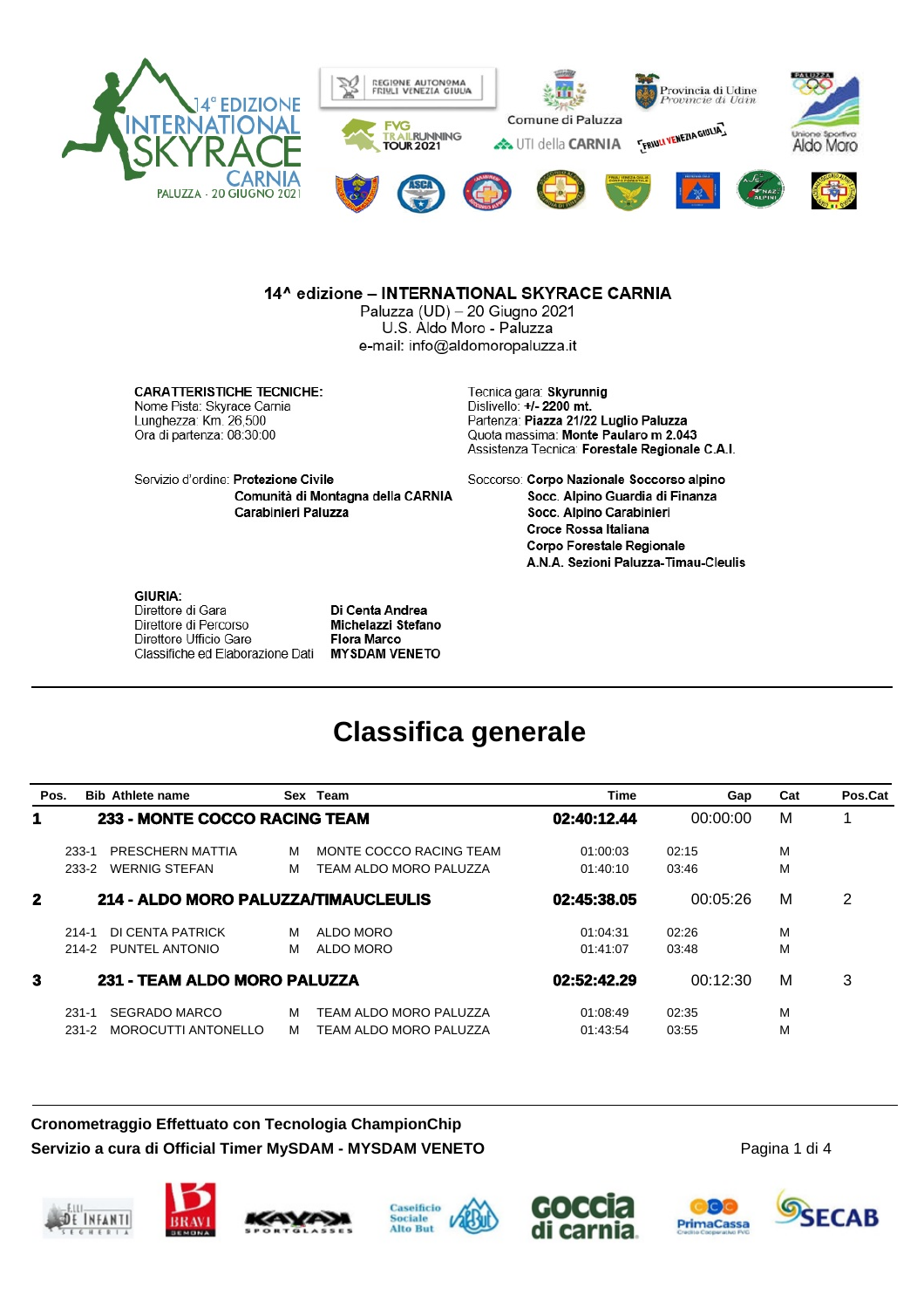**14^ edizione – INTERNATIONAL SKYRACE CARNIA**

Paluzza (UD) – 20 Giugno 2021
U.S. Aldo Moro - Paluzza
e-mail: info@aldomoropaluzza.it

**CARATTERISTICHE TECNICHE:**
Nome Pista: Skyrace Carnia
Lunghezza: Km. 26,500
Ora di partenza: 08:30:00

Tecnica gara: **Skyrunnig**
Dislivello: **+/- 2200 mt.**
Partenza: **Piazza 21/22 Luglio Paluzza**
Quota massima: **Monte Paularo m 2.043**
Assistenza Tecnica: **Forestale Regionale C.A.I.**

Servizio d'ordine: **Protezione Civile**
**Comunità di Montagna della CARNIA**
**Carabinieri Paluzza**

Soccorso: **Corpo Nazionale Soccorso alpino**
**Socc. Alpino Guardia di Finanza**
**Socc. Alpino Carabinieri**
**Croce Rossa Italiana**
**Corpo Forestale Regionale**
**A.N.A. Sezioni Paluzza-Timau-Cleulis**

**GIURIA:**

| | |
|---|---|
| Direttore di Gara | **Di Centa Andrea** |
| Direttore di Percorso | **Michelazzi Stefano** |
| Direttore Ufficio Gare | **Flora Marco** |
| Classifiche ed Elaborazione Dati | **MYSDAM VENETO** |

# Classifica generale

| Pos. | Bib | Athlete name | Sex | Team | Time | Gap | Cat | Pos.Cat |
|---|---|---|---|---|---|---|---|---|
| **1** | | **233 - MONTE COCCO RACING TEAM** | | | **02:40:12.44** | 00:00:00 | M | 1 |
| | 233-1 | PRESCHERN MATTIA | M | MONTE COCCO RACING TEAM | 01:00:03 | 02:15 | M | |
| | 233-2 | WERNIG STEFAN | M | TEAM ALDO MORO PALUZZA | 01:40:10 | 03:46 | M | |
| **2** | | **214 - ALDO MORO PALUZZA/TIMAUCLEULIS** | | | **02:45:38.05** | 00:05:26 | M | 2 |
| | 214-1 | DI CENTA PATRICK | M | ALDO MORO | 01:04:31 | 02:26 | M | |
| | 214-2 | PUNTEL ANTONIO | M | ALDO MORO | 01:41:07 | 03:48 | M | |
| **3** | | **231 - TEAM ALDO MORO PALUZZA** | | | **02:52:42.29** | 00:12:30 | M | 3 |
| | 231-1 | SEGRADO MARCO | M | TEAM ALDO MORO PALUZZA | 01:08:49 | 02:35 | M | |
| | 231-2 | MOROCUTTI ANTONELLO | M | TEAM ALDO MORO PALUZZA | 01:43:54 | 03:55 | M | |

**Cronometraggio Effettuato con Tecnologia ChampionChip**
**Servizio a cura di Official Timer MySDAM - MYSDAM VENETO**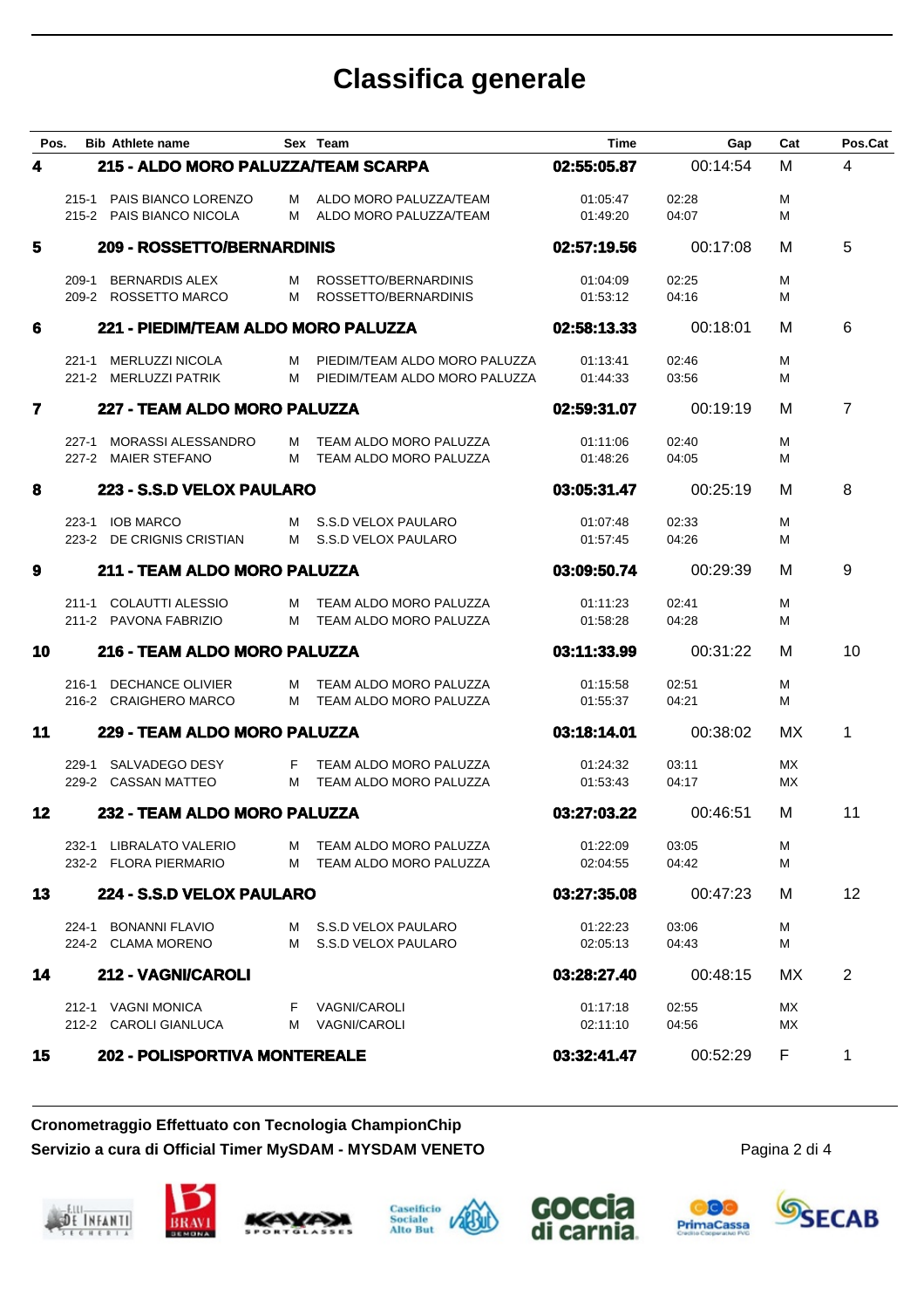# Classifica generale

| Pos. | Bib | Athlete name | Sex | Team | Time | Gap | Cat | Pos.Cat |
|---|---|---|---|---|---|---|---|---|
| **4** | **215 - ALDO MORO PALUZZA/TEAM SCARPA** | | | | **02:55:05.87** | 00:14:54 | M | 4 |
| | 215-1 | PAIS BIANCO LORENZO | M | ALDO MORO PALUZZA/TEAM | 01:05:47 | 02:28 | M | |
| | 215-2 | PAIS BIANCO NICOLA | M | ALDO MORO PALUZZA/TEAM | 01:49:20 | 04:07 | M | |
| **5** | **209 - ROSSETTO/BERNARDINIS** | | | | **02:57:19.56** | 00:17:08 | M | 5 |
| | 209-1 | BERNARDIS ALEX | M | ROSSETTO/BERNARDINIS | 01:04:09 | 02:25 | M | |
| | 209-2 | ROSSETTO MARCO | M | ROSSETTO/BERNARDINIS | 01:53:12 | 04:16 | M | |
| **6** | **221 - PIEDIM/TEAM ALDO MORO PALUZZA** | | | | **02:58:13.33** | 00:18:01 | M | 6 |
| | 221-1 | MERLUZZI NICOLA | M | PIEDIM/TEAM ALDO MORO PALUZZA | 01:13:41 | 02:46 | M | |
| | 221-2 | MERLUZZI PATRIK | M | PIEDIM/TEAM ALDO MORO PALUZZA | 01:44:33 | 03:56 | M | |
| **7** | **227 - TEAM ALDO MORO PALUZZA** | | | | **02:59:31.07** | 00:19:19 | M | 7 |
| | 227-1 | MORASSI ALESSANDRO | M | TEAM ALDO MORO PALUZZA | 01:11:06 | 02:40 | M | |
| | 227-2 | MAIER STEFANO | M | TEAM ALDO MORO PALUZZA | 01:48:26 | 04:05 | M | |
| **8** | **223 - S.S.D VELOX PAULARO** | | | | **03:05:31.47** | 00:25:19 | M | 8 |
| | 223-1 | IOB MARCO | M | S.S.D VELOX PAULARO | 01:07:48 | 02:33 | M | |
| | 223-2 | DE CRIGNIS CRISTIAN | M | S.S.D VELOX PAULARO | 01:57:45 | 04:26 | M | |
| **9** | **211 - TEAM ALDO MORO PALUZZA** | | | | **03:09:50.74** | 00:29:39 | M | 9 |
| | 211-1 | COLAUTTI ALESSIO | M | TEAM ALDO MORO PALUZZA | 01:11:23 | 02:41 | M | |
| | 211-2 | PAVONA FABRIZIO | M | TEAM ALDO MORO PALUZZA | 01:58:28 | 04:28 | M | |
| **10** | **216 - TEAM ALDO MORO PALUZZA** | | | | **03:11:33.99** | 00:31:22 | M | 10 |
| | 216-1 | DECHANCE OLIVIER | M | TEAM ALDO MORO PALUZZA | 01:15:58 | 02:51 | M | |
| | 216-2 | CRAIGHERO MARCO | M | TEAM ALDO MORO PALUZZA | 01:55:37 | 04:21 | M | |
| **11** | **229 - TEAM ALDO MORO PALUZZA** | | | | **03:18:14.01** | 00:38:02 | MX | 1 |
| | 229-1 | SALVADEGO DESY | F | TEAM ALDO MORO PALUZZA | 01:24:32 | 03:11 | MX | |
| | 229-2 | CASSAN MATTEO | M | TEAM ALDO MORO PALUZZA | 01:53:43 | 04:17 | MX | |
| **12** | **232 - TEAM ALDO MORO PALUZZA** | | | | **03:27:03.22** | 00:46:51 | M | 11 |
| | 232-1 | LIBRALATO VALERIO | M | TEAM ALDO MORO PALUZZA | 01:22:09 | 03:05 | M | |
| | 232-2 | FLORA PIERMARIO | M | TEAM ALDO MORO PALUZZA | 02:04:55 | 04:42 | M | |
| **13** | **224 - S.S.D VELOX PAULARO** | | | | **03:27:35.08** | 00:47:23 | M | 12 |
| | 224-1 | BONANNI FLAVIO | M | S.S.D VELOX PAULARO | 01:22:23 | 03:06 | M | |
| | 224-2 | CLAMA MORENO | M | S.S.D VELOX PAULARO | 02:05:13 | 04:43 | M | |
| **14** | **212 - VAGNI/CAROLI** | | | | **03:28:27.40** | 00:48:15 | MX | 2 |
| | 212-1 | VAGNI MONICA | F | VAGNI/CAROLI | 01:17:18 | 02:55 | MX | |
| | 212-2 | CAROLI GIANLUCA | M | VAGNI/CAROLI | 02:11:10 | 04:56 | MX | |
| **15** | **202 - POLISPORTIVA MONTEREALE** | | | | **03:32:41.47** | 00:52:29 | F | 1 |

**Cronometraggio Effettuato con Tecnologia ChampionChip**
**Servizio a cura di Official Timer MySDAM - MYSDAM VENETO**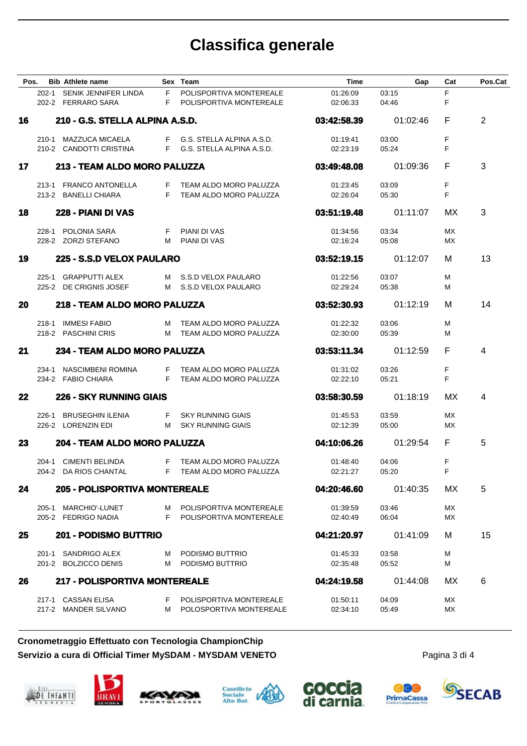# Classifica generale

| Pos. | Bib | Athlete name | Sex | Team | Time | Gap | Cat | Pos.Cat |
|---|---|---|---|---|---|---|---|---|
| | 202-1 | SENIK JENNIFER LINDA | F | POLISPORTIVA MONTEREALE | 01:26:09 | 03:15 | F | |
| | 202-2 | FERRARO SARA | F | POLISPORTIVA MONTEREALE | 02:06:33 | 04:46 | F | |
| **16** | **210 - G.S. STELLA ALPINA A.S.D.** | | | | **03:42:58.39** | 01:02:46 | F | 2 |
| | 210-1 | MAZZUCA MICAELA | F | G.S. STELLA ALPINA A.S.D. | 01:19:41 | 03:00 | F | |
| | 210-2 | CANDOTTI CRISTINA | F | G.S. STELLA ALPINA A.S.D. | 02:23:19 | 05:24 | F | |
| **17** | **213 - TEAM ALDO MORO PALUZZA** | | | | **03:49:48.08** | 01:09:36 | F | 3 |
| | 213-1 | FRANCO ANTONELLA | F | TEAM ALDO MORO PALUZZA | 01:23:45 | 03:09 | F | |
| | 213-2 | BANELLI CHIARA | F | TEAM ALDO MORO PALUZZA | 02:26:04 | 05:30 | F | |
| **18** | **228 - PIANI DI VAS** | | | | **03:51:19.48** | 01:11:07 | MX | 3 |
| | 228-1 | POLONIA SARA | F | PIANI DI VAS | 01:34:56 | 03:34 | MX | |
| | 228-2 | ZORZI STEFANO | M | PIANI DI VAS | 02:16:24 | 05:08 | MX | |
| **19** | **225 - S.S.D VELOX PAULARO** | | | | **03:52:19.15** | 01:12:07 | M | 13 |
| | 225-1 | GRAPPUTTI ALEX | M | S.S.D VELOX PAULARO | 01:22:56 | 03:07 | M | |
| | 225-2 | DE CRIGNIS JOSEF | M | S.S.D VELOX PAULARO | 02:29:24 | 05:38 | M | |
| **20** | **218 - TEAM ALDO MORO PALUZZA** | | | | **03:52:30.93** | 01:12:19 | M | 14 |
| | 218-1 | IMMESI FABIO | M | TEAM ALDO MORO PALUZZA | 01:22:32 | 03:06 | M | |
| | 218-2 | PASCHINI CRIS | M | TEAM ALDO MORO PALUZZA | 02:30:00 | 05:39 | M | |
| **21** | **234 - TEAM ALDO MORO PALUZZA** | | | | **03:53:11.34** | 01:12:59 | F | 4 |
| | 234-1 | NASCIMBENI ROMINA | F | TEAM ALDO MORO PALUZZA | 01:31:02 | 03:26 | F | |
| | 234-2 | FABIO CHIARA | F | TEAM ALDO MORO PALUZZA | 02:22:10 | 05:21 | F | |
| **22** | **226 - SKY RUNNING GIAIS** | | | | **03:58:30.59** | 01:18:19 | MX | 4 |
| | 226-1 | BRUSEGHIN ILENIA | F | SKY RUNNING GIAIS | 01:45:53 | 03:59 | MX | |
| | 226-2 | LORENZIN EDI | M | SKY RUNNING GIAIS | 02:12:39 | 05:00 | MX | |
| **23** | **204 - TEAM ALDO MORO PALUZZA** | | | | **04:10:06.26** | 01:29:54 | F | 5 |
| | 204-1 | CIMENTI BELINDA | F | TEAM ALDO MORO PALUZZA | 01:48:40 | 04:06 | F | |
| | 204-2 | DA RIOS CHANTAL | F | TEAM ALDO MORO PALUZZA | 02:21:27 | 05:20 | F | |
| **24** | **205 - POLISPORTIVA MONTEREALE** | | | | **04:20:46.60** | 01:40:35 | MX | 5 |
| | 205-1 | MARCHIO'-LUNET | M | POLISPORTIVA MONTEREALE | 01:39:59 | 03:46 | MX | |
| | 205-2 | FEDRIGO NADIA | F | POLISPORTIVA MONTEREALE | 02:40:49 | 06:04 | MX | |
| **25** | **201 - PODISMO BUTTRIO** | | | | **04:21:20.97** | 01:41:09 | M | 15 |
| | 201-1 | SANDRIGO ALEX | M | PODISMO BUTTRIO | 01:45:33 | 03:58 | M | |
| | 201-2 | BOLZICCO DENIS | M | PODISMO BUTTRIO | 02:35:48 | 05:52 | M | |
| **26** | **217 - POLISPORTIVA MONTEREALE** | | | | **04:24:19.58** | 01:44:08 | MX | 6 |
| | 217-1 | CASSAN ELISA | F | POLISPORTIVA MONTEREALE | 01:50:11 | 04:09 | MX | |
| | 217-2 | MANDER SILVANO | M | POLOSPORTIVA MONTEREALE | 02:34:10 | 05:49 | MX | |

**Cronometraggio Effettuato con Tecnologia ChampionChip**
**Servizio a cura di Official Timer MySDAM - MYSDAM VENETO**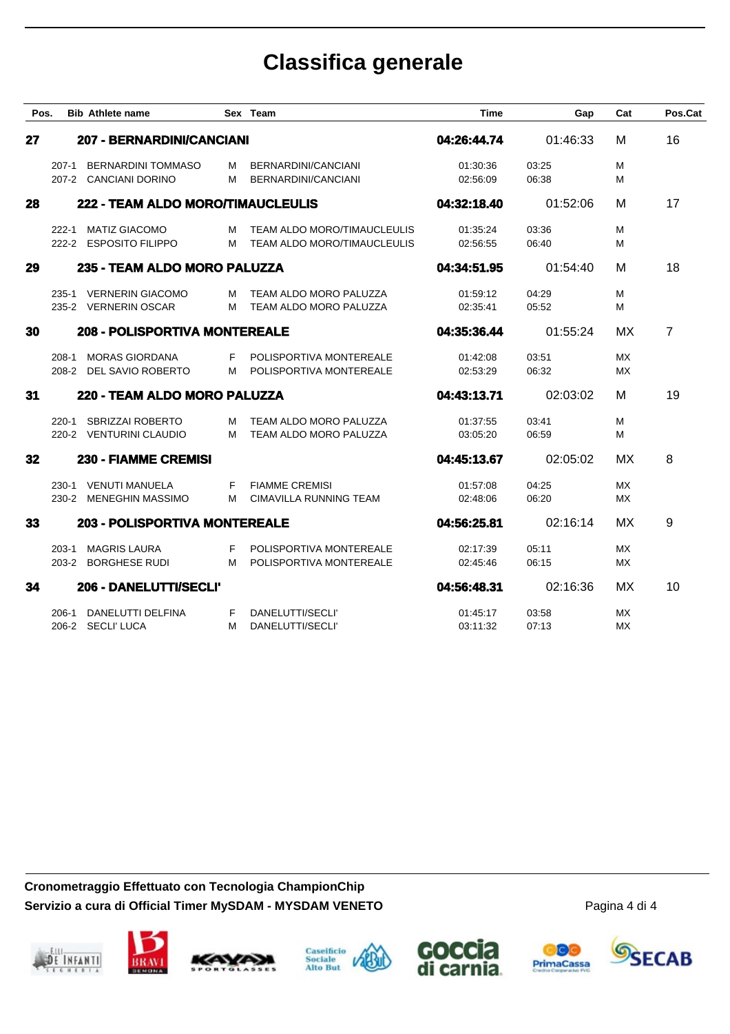# Classifica generale

| Pos. | Bib | Athlete name | Sex | Team | Time | Gap | Cat | Pos.Cat |
|---|---|---|---|---|---|---|---|---|
| **27** | **207 - BERNARDINI/CANCIANI** | | | | **04:26:44.74** | 01:46:33 | M | 16 |
| | 207-1 | BERNARDINI TOMMASO | M | BERNARDINI/CANCIANI | 01:30:36 | 03:25 | M | |
| | 207-2 | CANCIANI DORINO | M | BERNARDINI/CANCIANI | 02:56:09 | 06:38 | M | |
| **28** | **222 - TEAM ALDO MORO/TIMAUCLEULIS** | | | | **04:32:18.40** | 01:52:06 | M | 17 |
| | 222-1 | MATIZ GIACOMO | M | TEAM ALDO MORO/TIMAUCLEULIS | 01:35:24 | 03:36 | M | |
| | 222-2 | ESPOSITO FILIPPO | M | TEAM ALDO MORO/TIMAUCLEULIS | 02:56:55 | 06:40 | M | |
| **29** | **235 - TEAM ALDO MORO PALUZZA** | | | | **04:34:51.95** | 01:54:40 | M | 18 |
| | 235-1 | VERNERIN GIACOMO | M | TEAM ALDO MORO PALUZZA | 01:59:12 | 04:29 | M | |
| | 235-2 | VERNERIN OSCAR | M | TEAM ALDO MORO PALUZZA | 02:35:41 | 05:52 | M | |
| **30** | **208 - POLISPORTIVA MONTEREALE** | | | | **04:35:36.44** | 01:55:24 | MX | 7 |
| | 208-1 | MORAS GIORDANA | F | POLISPORTIVA MONTEREALE | 01:42:08 | 03:51 | MX | |
| | 208-2 | DEL SAVIO ROBERTO | M | POLISPORTIVA MONTEREALE | 02:53:29 | 06:32 | MX | |
| **31** | **220 - TEAM ALDO MORO PALUZZA** | | | | **04:43:13.71** | 02:03:02 | M | 19 |
| | 220-1 | SBRIZZAI ROBERTO | M | TEAM ALDO MORO PALUZZA | 01:37:55 | 03:41 | M | |
| | 220-2 | VENTURINI CLAUDIO | M | TEAM ALDO MORO PALUZZA | 03:05:20 | 06:59 | M | |
| **32** | **230 - FIAMME CREMISI** | | | | **04:45:13.67** | 02:05:02 | MX | 8 |
| | 230-1 | VENUTI MANUELA | F | FIAMME CREMISI | 01:57:08 | 04:25 | MX | |
| | 230-2 | MENEGHIN MASSIMO | M | CIMAVILLA RUNNING TEAM | 02:48:06 | 06:20 | MX | |
| **33** | **203 - POLISPORTIVA MONTEREALE** | | | | **04:56:25.81** | 02:16:14 | MX | 9 |
| | 203-1 | MAGRIS LAURA | F | POLISPORTIVA MONTEREALE | 02:17:39 | 05:11 | MX | |
| | 203-2 | BORGHESE RUDI | M | POLISPORTIVA MONTEREALE | 02:45:46 | 06:15 | MX | |
| **34** | **206 - DANELUTTI/SECLI'** | | | | **04:56:48.31** | 02:16:36 | MX | 10 |
| | 206-1 | DANELUTTI DELFINA | F | DANELUTTI/SECLI' | 01:45:17 | 03:58 | MX | |
| | 206-2 | SECLI' LUCA | M | DANELUTTI/SECLI' | 03:11:32 | 07:13 | MX | |

**Cronometraggio Effettuato con Tecnologia ChampionChip**
**Servizio a cura di Official Timer MySDAM - MYSDAM VENETO**